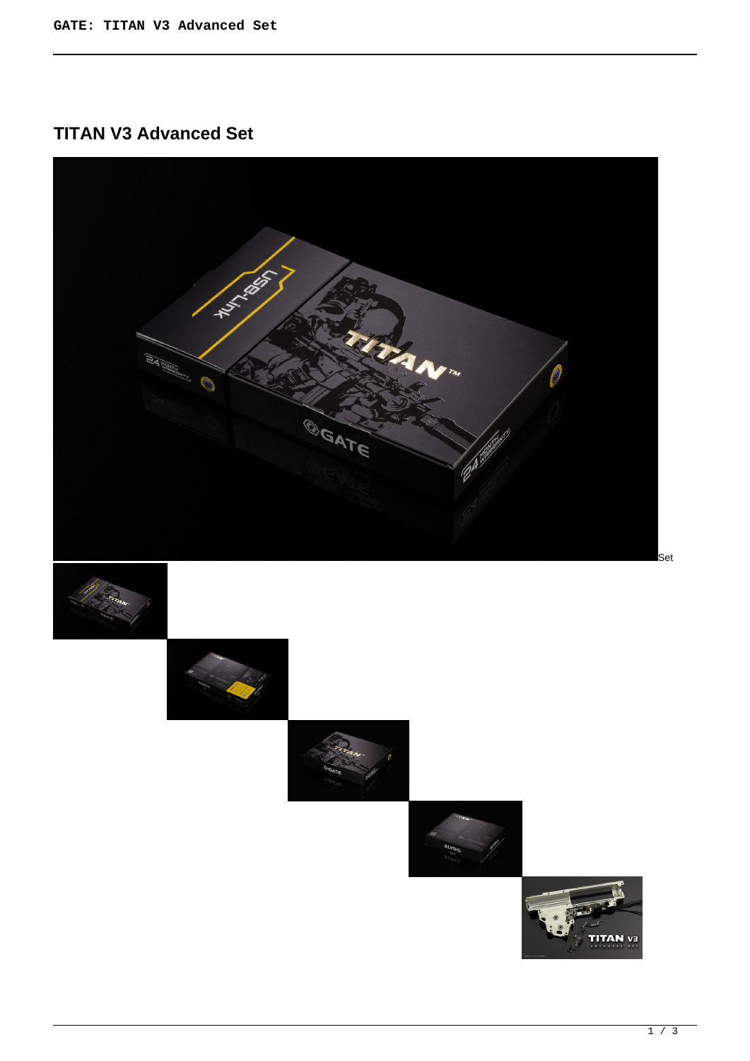# TITAN V3 Advanced Set

Set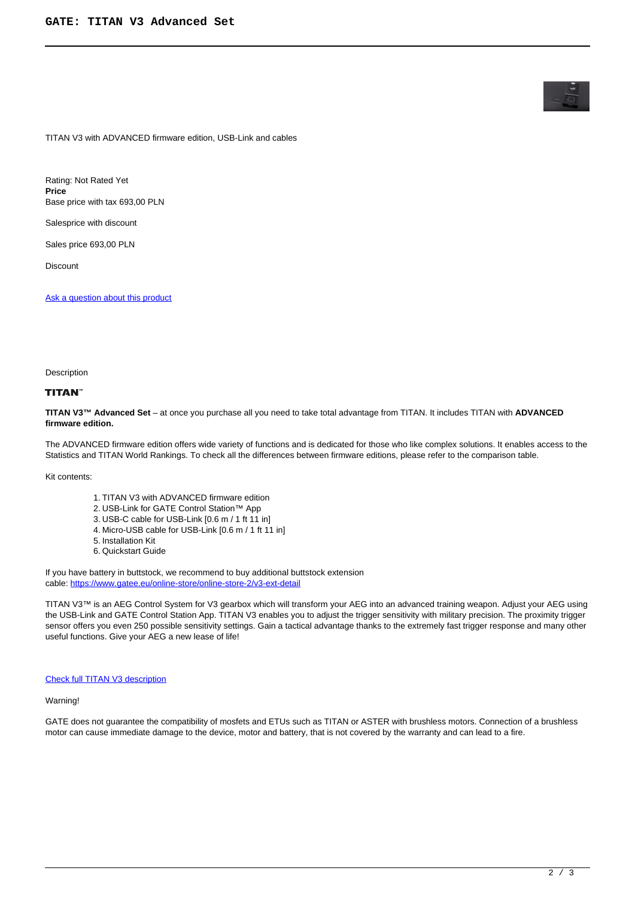# GATE: TITAN V3 Advanced Set

TITAN V3 with ADVANCED firmware edition, USB-Link and cables

Rating: Not Rated Yet
**Price**
Base price with tax 693,00 PLN

Salesprice with discount

Sales price 693,00 PLN

Discount

[Ask a question about this product]()

Description

**TITAN™**

**TITAN V3™ Advanced Set** – at once you purchase all you need to take total advantage from TITAN. It includes TITAN with **ADVANCED firmware edition.**

The ADVANCED firmware edition offers wide variety of functions and is dedicated for those who like complex solutions. It enables access to the Statistics and TITAN World Rankings. To check all the differences between firmware editions, please refer to the comparison table.

Kit contents:

1. TITAN V3 with ADVANCED firmware edition
2. USB-Link for GATE Control Station™ App
3. USB-C cable for USB-Link [0.6 m / 1 ft 11 in]
4. Micro-USB cable for USB-Link [0.6 m / 1 ft 11 in]
5. Installation Kit
6. Quickstart Guide

If you have battery in buttstock, we recommend to buy additional buttstock extension cable: [https://www.gatee.eu/online-store/online-store-2/v3-ext-detail](https://www.gatee.eu/online-store/online-store-2/v3-ext-detail)

TITAN V3™ is an AEG Control System for V3 gearbox which will transform your AEG into an advanced training weapon. Adjust your AEG using the USB-Link and GATE Control Station App. TITAN V3 enables you to adjust the trigger sensitivity with military precision. The proximity trigger sensor offers you even 250 possible sensitivity settings. Gain a tactical advantage thanks to the extremely fast trigger response and many other useful functions. Give your AEG a new lease of life!

[Check full TITAN V3 description]()

Warning!

GATE does not guarantee the compatibility of mosfets and ETUs such as TITAN or ASTER with brushless motors. Connection of a brushless motor can cause immediate damage to the device, motor and battery, that is not covered by the warranty and can lead to a fire.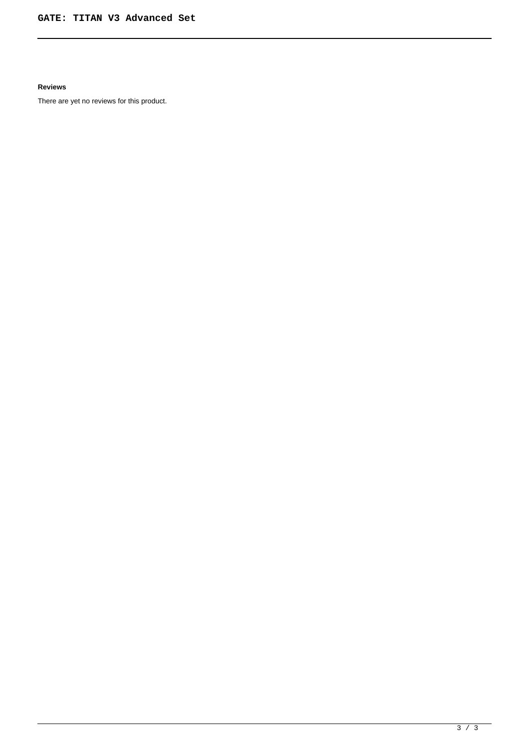**Reviews**

There are yet no reviews for this product.